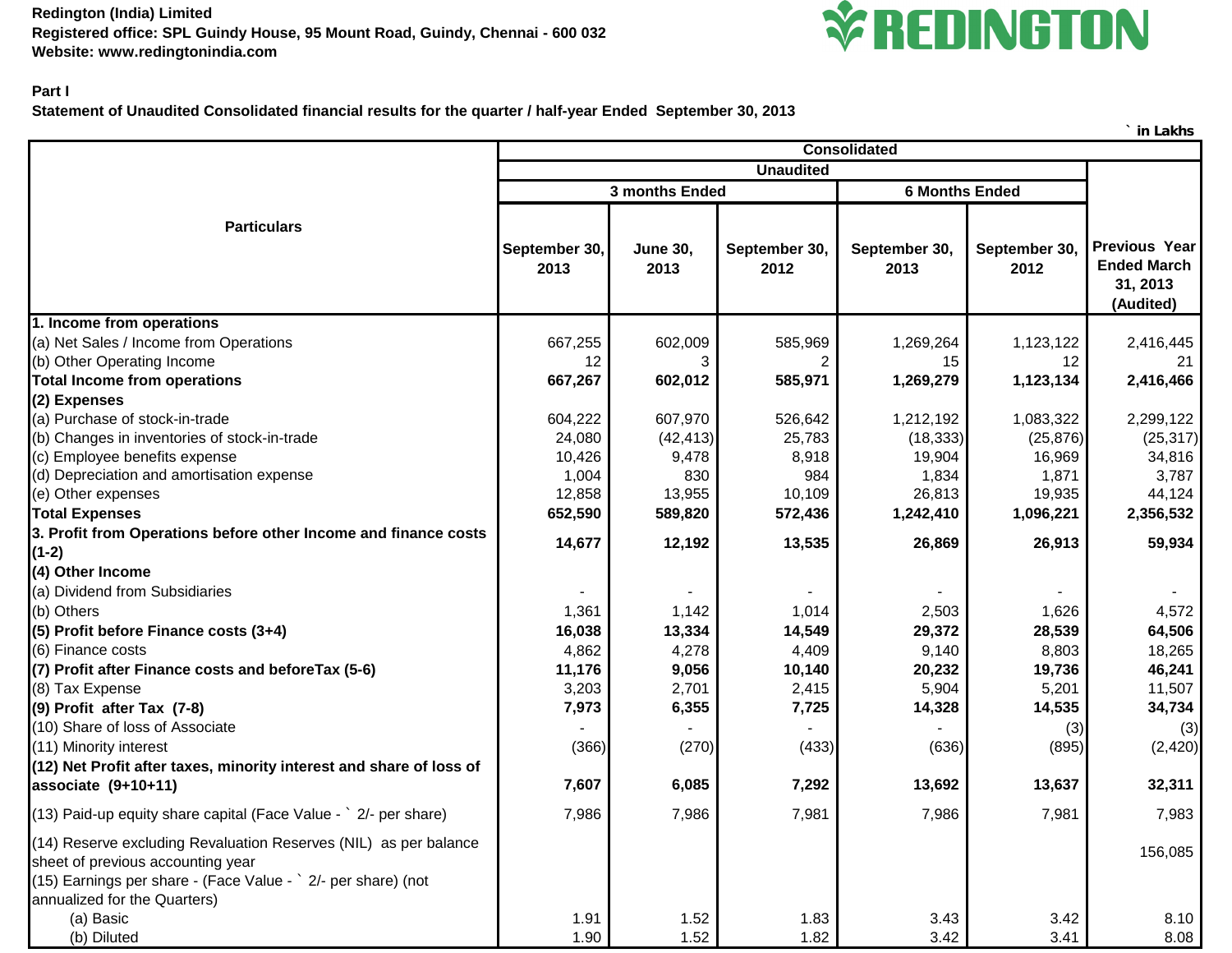**Redington (India) Limited**
**Registered office: SPL Guindy House, 95 Mount Road, Guindy, Chennai - 600 032**
**Website: www.redingtonindia.com**

REDINGTON

**Part I**

**Statement of Unaudited Consolidated financial results for the quarter / half-year Ended September 30, 2013**

` in Lakhs

| Particulars | Consolidated | | | | | |
|---|---|---|---|---|---|---|
| | Unaudited | | | | | |
| | 3 months Ended | | | 6 Months Ended | | |
| | September 30, 2013 | June 30, 2013 | September 30, 2012 | September 30, 2013 | September 30, 2012 | Previous Year Ended March 31, 2013 (Audited) |
| **1. Income from operations** | | | | | | |
| (a) Net Sales / Income from Operations | 667,255 | 602,009 | 585,969 | 1,269,264 | 1,123,122 | 2,416,445 |
| (b) Other Operating Income | 12 | 3 | 2 | 15 | 12 | 21 |
| **Total Income from operations** | **667,267** | **602,012** | **585,971** | **1,269,279** | **1,123,134** | **2,416,466** |
| **(2) Expenses** | | | | | | |
| (a) Purchase of stock-in-trade | 604,222 | 607,970 | 526,642 | 1,212,192 | 1,083,322 | 2,299,122 |
| (b) Changes in inventories of stock-in-trade | 24,080 | (42,413) | 25,783 | (18,333) | (25,876) | (25,317) |
| (c) Employee benefits expense | 10,426 | 9,478 | 8,918 | 19,904 | 16,969 | 34,816 |
| (d) Depreciation and amortisation expense | 1,004 | 830 | 984 | 1,834 | 1,871 | 3,787 |
| (e) Other expenses | 12,858 | 13,955 | 10,109 | 26,813 | 19,935 | 44,124 |
| **Total Expenses** | **652,590** | **589,820** | **572,436** | **1,242,410** | **1,096,221** | **2,356,532** |
| **3. Profit from Operations before other Income and finance costs (1-2)** | **14,677** | **12,192** | **13,535** | **26,869** | **26,913** | **59,934** |
| **(4) Other Income** | | | | | | |
| (a) Dividend from Subsidiaries | - | - | - | - | - | - |
| (b) Others | 1,361 | 1,142 | 1,014 | 2,503 | 1,626 | 4,572 |
| **(5) Profit before Finance costs (3+4)** | **16,038** | **13,334** | **14,549** | **29,372** | **28,539** | **64,506** |
| (6) Finance costs | 4,862 | 4,278 | 4,409 | 9,140 | 8,803 | 18,265 |
| **(7) Profit after Finance costs and beforeTax (5-6)** | **11,176** | **9,056** | **10,140** | **20,232** | **19,736** | **46,241** |
| (8) Tax Expense | 3,203 | 2,701 | 2,415 | 5,904 | 5,201 | 11,507 |
| **(9) Profit after Tax (7-8)** | **7,973** | **6,355** | **7,725** | **14,328** | **14,535** | **34,734** |
| (10) Share of loss of Associate | - | - | - | - | (3) | (3) |
| (11) Minority interest | (366) | (270) | (433) | (636) | (895) | (2,420) |
| **(12) Net Profit after taxes, minority interest and share of loss of associate (9+10+11)** | **7,607** | **6,085** | **7,292** | **13,692** | **13,637** | **32,311** |
| (13) Paid-up equity share capital (Face Value - ` 2/- per share) | 7,986 | 7,986 | 7,981 | 7,986 | 7,981 | 7,983 |
| (14) Reserve excluding Revaluation Reserves (NIL) as per balance sheet of previous accounting year | | | | | | 156,085 |
| (15) Earnings per share - (Face Value - ` 2/- per share) (not annualized for the Quarters) | | | | | | |
| (a) Basic | 1.91 | 1.52 | 1.83 | 3.43 | 3.42 | 8.10 |
| (b) Diluted | 1.90 | 1.52 | 1.82 | 3.42 | 3.41 | 8.08 |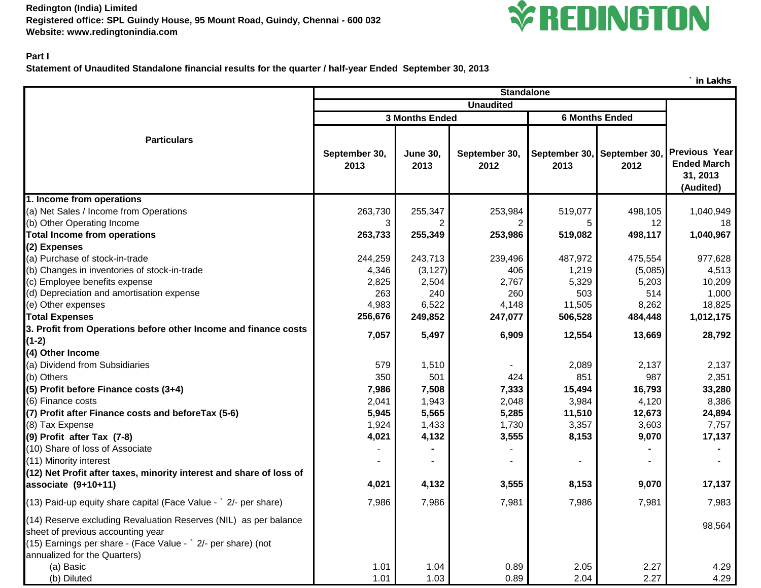**Redington (India) Limited**
**Registered office: SPL Guindy House, 95 Mount Road, Guindy, Chennai - 600 032**
**Website: www.redingtonindia.com**

**REDINGTON**

**Part I**

**Statement of Unaudited Standalone financial results for the quarter / half-year Ended September 30, 2013**

` in Lakhs

| Particulars | Standalone | | | | | |
|---|---|---|---|---|---|---|
| | Unaudited | | | | | |
| | 3 Months Ended | | | 6 Months Ended | | |
| | September 30, 2013 | June 30, 2013 | September 30, 2012 | September 30, 2013 | September 30, 2012 | Previous Year Ended March 31, 2013 (Audited) |
| **1. Income from operations** | | | | | | |
| (a) Net Sales / Income from Operations | 263,730 | 255,347 | 253,984 | 519,077 | 498,105 | 1,040,949 |
| (b) Other Operating Income | 3 | 2 | 2 | 5 | 12 | 18 |
| **Total Income from operations** | **263,733** | **255,349** | **253,986** | **519,082** | **498,117** | **1,040,967** |
| **(2) Expenses** | | | | | | |
| (a) Purchase of stock-in-trade | 244,259 | 243,713 | 239,496 | 487,972 | 475,554 | 977,628 |
| (b) Changes in inventories of stock-in-trade | 4,346 | (3,127) | 406 | 1,219 | (5,085) | 4,513 |
| (c) Employee benefits expense | 2,825 | 2,504 | 2,767 | 5,329 | 5,203 | 10,209 |
| (d) Depreciation and amortisation expense | 263 | 240 | 260 | 503 | 514 | 1,000 |
| (e) Other expenses | 4,983 | 6,522 | 4,148 | 11,505 | 8,262 | 18,825 |
| **Total Expenses** | **256,676** | **249,852** | **247,077** | **506,528** | **484,448** | **1,012,175** |
| **3. Profit from Operations before other Income and finance costs (1-2)** | **7,057** | **5,497** | **6,909** | **12,554** | **13,669** | **28,792** |
| **(4) Other Income** | | | | | | |
| (a) Dividend from Subsidiaries | 579 | 1,510 | - | 2,089 | 2,137 | 2,137 |
| (b) Others | 350 | 501 | 424 | 851 | 987 | 2,351 |
| **(5) Profit before Finance costs (3+4)** | **7,986** | **7,508** | **7,333** | **15,494** | **16,793** | **33,280** |
| (6) Finance costs | 2,041 | 1,943 | 2,048 | 3,984 | 4,120 | 8,386 |
| **(7) Profit after Finance costs and beforeTax (5-6)** | **5,945** | **5,565** | **5,285** | **11,510** | **12,673** | **24,894** |
| (8) Tax Expense | 1,924 | 1,433 | 1,730 | 3,357 | 3,603 | 7,757 |
| **(9) Profit after Tax (7-8)** | **4,021** | **4,132** | **3,555** | **8,153** | **9,070** | **17,137** |
| (10) Share of loss of Associate | - | - | - | | - | - |
| (11) Minority interest | - | - | - | - | - | - |
| **(12) Net Profit after taxes, minority interest and share of loss of associate (9+10+11)** | **4,021** | **4,132** | **3,555** | **8,153** | **9,070** | **17,137** |
| (13) Paid-up equity share capital (Face Value - ` 2/- per share) | 7,986 | 7,986 | 7,981 | 7,986 | 7,981 | 7,983 |
| (14) Reserve excluding Revaluation Reserves (NIL) as per balance sheet of previous accounting year | | | | | | 98,564 |
| (15) Earnings per share - (Face Value - ` 2/- per share) (not annualized for the Quarters) | | | | | | |
| (a) Basic | 1.01 | 1.04 | 0.89 | 2.05 | 2.27 | 4.29 |
| (b) Diluted | 1.01 | 1.03 | 0.89 | 2.04 | 2.27 | 4.29 |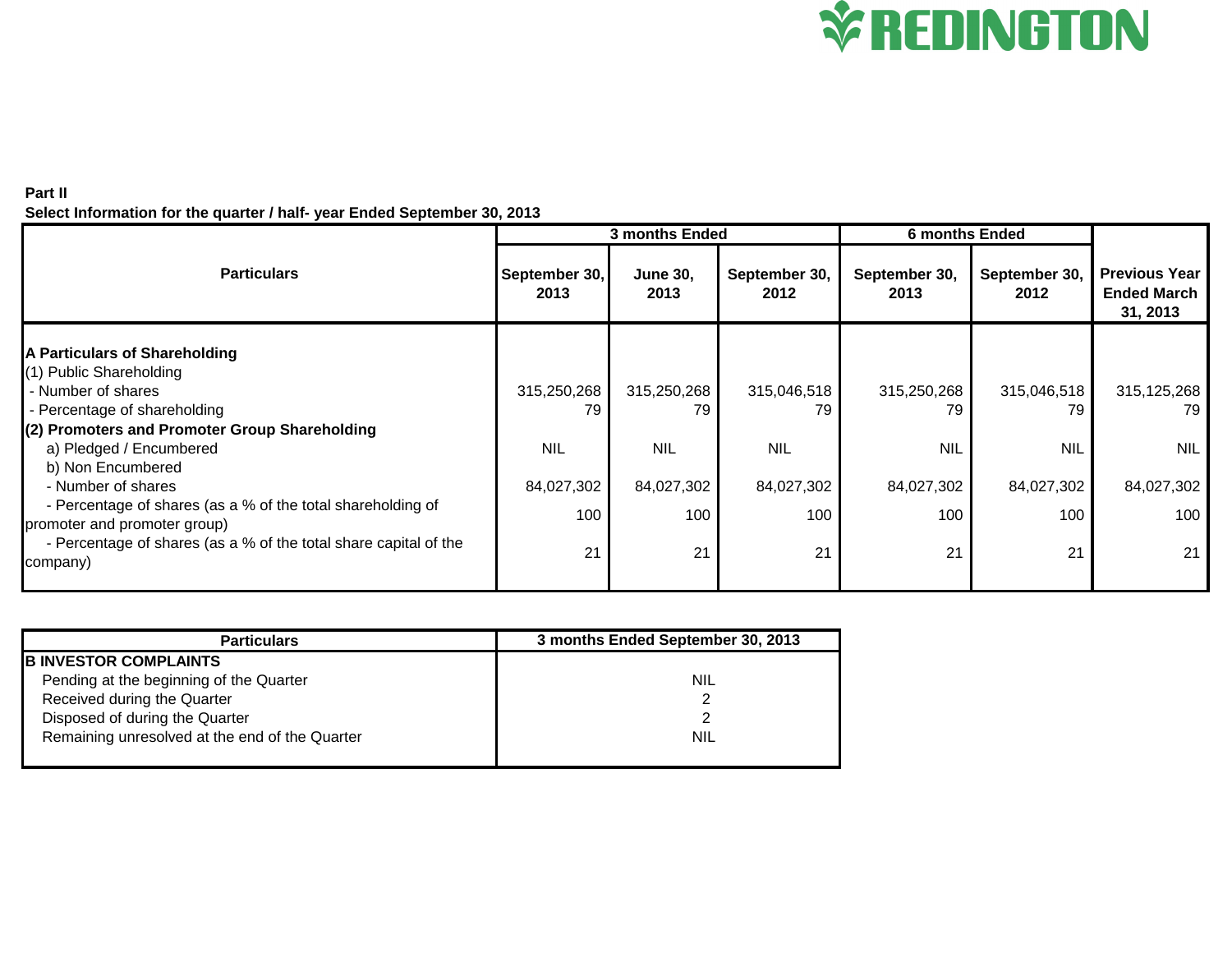**Part II**

**Select Information for the quarter / half- year Ended September 30, 2013**

| Particulars | 3 months Ended | | | 6 months Ended | | Previous Year Ended March 31, 2013 |
|---|---|---|---|---|---|---|
| | September 30, 2013 | June 30, 2013 | September 30, 2012 | September 30, 2013 | September 30, 2012 | |
| **A Particulars of Shareholding** | | | | | | |
| (1) Public Shareholding | | | | | | |
| - Number of shares | 315,250,268 | 315,250,268 | 315,046,518 | 315,250,268 | 315,046,518 | 315,125,268 |
| - Percentage of shareholding | 79 | 79 | 79 | 79 | 79 | 79 |
| **(2) Promoters and Promoter Group Shareholding** | | | | | | |
| a) Pledged / Encumbered | NIL | NIL | NIL | NIL | NIL | NIL |
| b) Non Encumbered | | | | | | |
| - Number of shares | 84,027,302 | 84,027,302 | 84,027,302 | 84,027,302 | 84,027,302 | 84,027,302 |
| - Percentage of shares (as a % of the total shareholding of promoter and promoter group) | 100 | 100 | 100 | 100 | 100 | 100 |
| - Percentage of shares (as a % of the total share capital of the company) | 21 | 21 | 21 | 21 | 21 | 21 |

| Particulars | 3 months Ended September 30, 2013 |
|---|---|
| **B INVESTOR COMPLAINTS** | |
| Pending at the beginning of the Quarter | NIL |
| Received during the Quarter | 2 |
| Disposed of during the Quarter | 2 |
| Remaining unresolved at the end of the Quarter | NIL |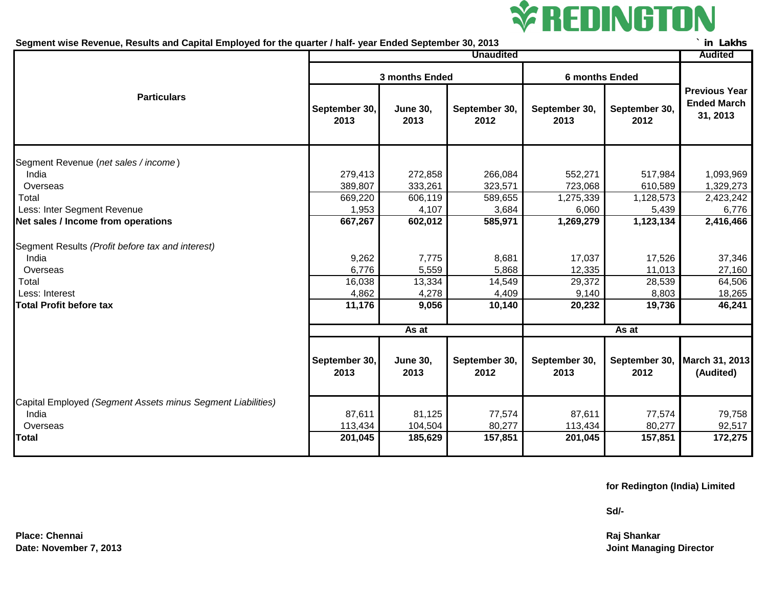REDINGTON

**Segment wise Revenue, Results and Capital Employed for the quarter / half- year Ended September 30, 2013**

` in Lakhs

| Particulars | Unaudited | | | | | Audited |
|---|---|---|---|---|---|---|
| | 3 months Ended | | | 6 months Ended | | Previous Year Ended March 31, 2013 |
| | September 30, 2013 | June 30, 2013 | September 30, 2012 | September 30, 2013 | September 30, 2012 | |
| Segment Revenue (*net sales / income*) | | | | | | |
| India | 279,413 | 272,858 | 266,084 | 552,271 | 517,984 | 1,093,969 |
| Overseas | 389,807 | 333,261 | 323,571 | 723,068 | 610,589 | 1,329,273 |
| Total | 669,220 | 606,119 | 589,655 | 1,275,339 | 1,128,573 | 2,423,242 |
| Less: Inter Segment Revenue | 1,953 | 4,107 | 3,684 | 6,060 | 5,439 | 6,776 |
| **Net sales / Income from operations** | **667,267** | **602,012** | **585,971** | **1,269,279** | **1,123,134** | **2,416,466** |
| Segment Results *(Profit before tax and interest)* | | | | | | |
| India | 9,262 | 7,775 | 8,681 | 17,037 | 17,526 | 37,346 |
| Overseas | 6,776 | 5,559 | 5,868 | 12,335 | 11,013 | 27,160 |
| Total | 16,038 | 13,334 | 14,549 | 29,372 | 28,539 | 64,506 |
| Less: Interest | 4,862 | 4,278 | 4,409 | 9,140 | 8,803 | 18,265 |
| **Total Profit before tax** | **11,176** | **9,056** | **10,140** | **20,232** | **19,736** | **46,241** |
| | As at | | | As at | | |
| | September 30, 2013 | June 30, 2013 | September 30, 2012 | September 30, 2013 | September 30, 2012 | March 31, 2013 (Audited) |
| Capital Employed *(Segment Assets minus Segment Liabilities)* | | | | | | |
| India | 87,611 | 81,125 | 77,574 | 87,611 | 77,574 | 79,758 |
| Overseas | 113,434 | 104,504 | 80,277 | 113,434 | 80,277 | 92,517 |
| **Total** | **201,045** | **185,629** | **157,851** | **201,045** | **157,851** | **172,275** |

**for Redington (India) Limited**

**Sd/-**

**Place: Chennai**
**Date: November 7, 2013**

**Raj Shankar**
**Joint Managing Director**